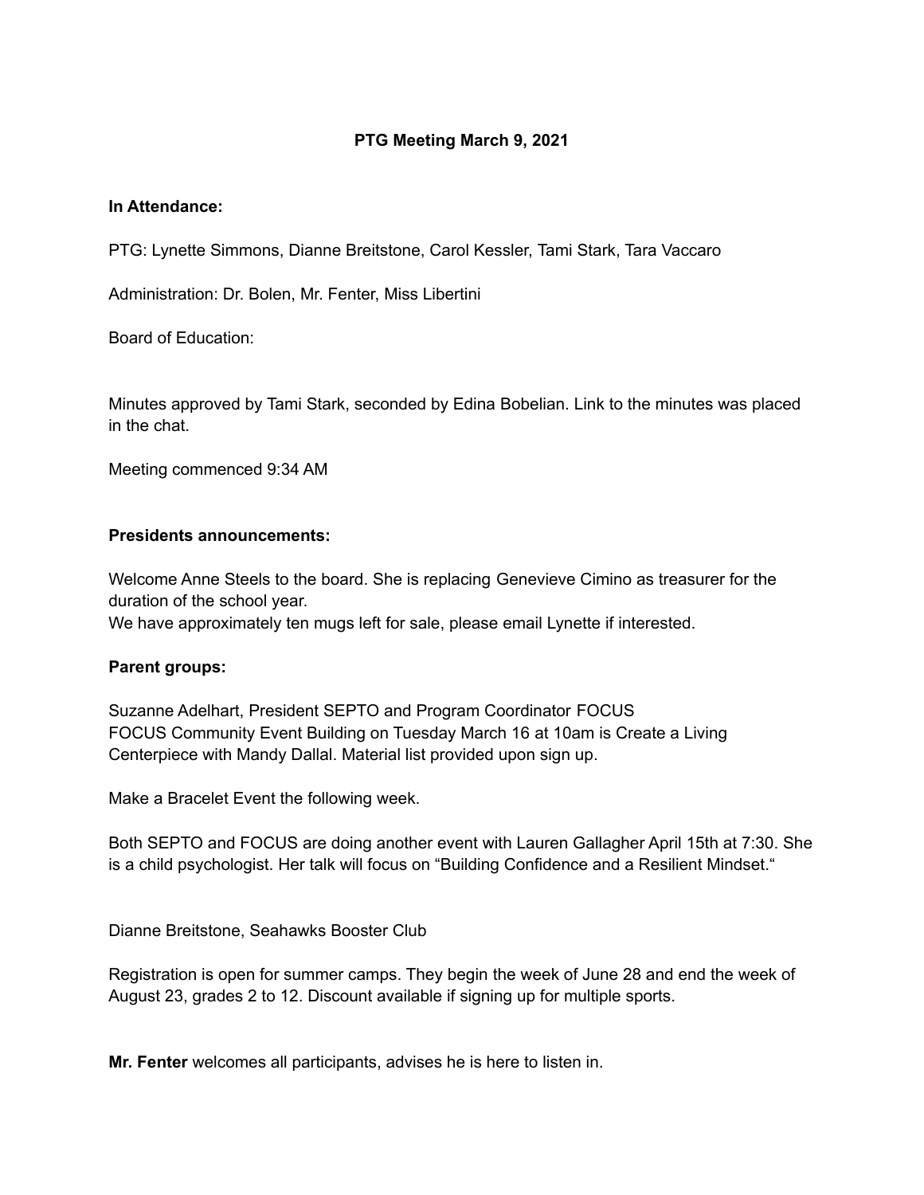**PTG Meeting March 9, 2021**

**In Attendance:**

PTG: Lynette Simmons, Dianne Breitstone, Carol Kessler, Tami Stark, Tara Vaccaro

Administration: Dr. Bolen, Mr. Fenter, Miss Libertini

Board of Education:

Minutes approved by Tami Stark, seconded by Edina Bobelian. Link to the minutes was placed in the chat.

Meeting commenced 9:34 AM

**Presidents announcements:**

Welcome Anne Steels to the board. She is replacing Genevieve Cimino as treasurer for the duration of the school year.
We have approximately ten mugs left for sale, please email Lynette if interested.

**Parent groups:**

Suzanne Adelhart, President SEPTO and Program Coordinator FOCUS
FOCUS Community Event Building on Tuesday March 16 at 10am is Create a Living Centerpiece with Mandy Dallal. Material list provided upon sign up.

Make a Bracelet Event the following week.

Both SEPTO and FOCUS are doing another event with Lauren Gallagher April 15th at 7:30. She is a child psychologist. Her talk will focus on "Building Confidence and a Resilient Mindset."

Dianne Breitstone, Seahawks Booster Club

Registration is open for summer camps. They begin the week of June 28 and end the week of August 23, grades 2 to 12. Discount available if signing up for multiple sports.

**Mr. Fenter** welcomes all participants, advises he is here to listen in.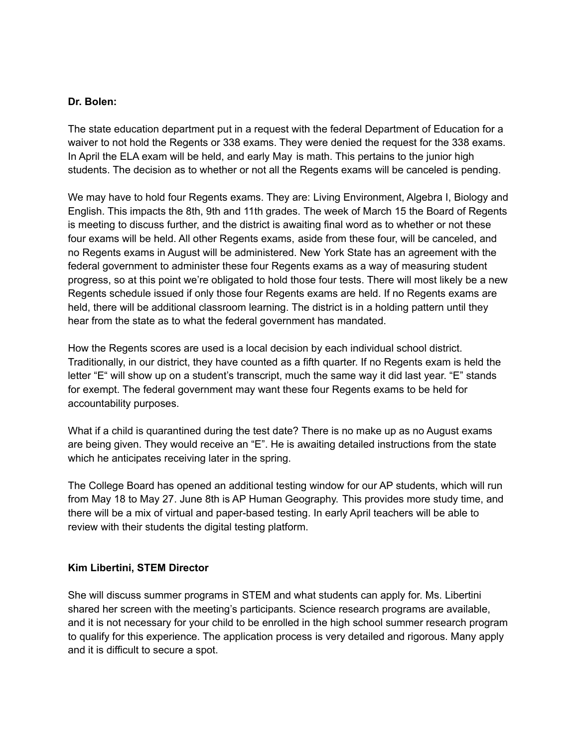**Dr. Bolen:**

The state education department put in a request with the federal Department of Education for a waiver to not hold the Regents or 338 exams. They were denied the request for the 338 exams. In April the ELA exam will be held, and early May is math. This pertains to the junior high students. The decision as to whether or not all the Regents exams will be canceled is pending.

We may have to hold four Regents exams. They are: Living Environment, Algebra I, Biology and English. This impacts the 8th, 9th and 11th grades. The week of March 15 the Board of Regents is meeting to discuss further, and the district is awaiting final word as to whether or not these four exams will be held. All other Regents exams, aside from these four, will be canceled, and no Regents exams in August will be administered. New York State has an agreement with the federal government to administer these four Regents exams as a way of measuring student progress, so at this point we're obligated to hold those four tests. There will most likely be a new Regents schedule issued if only those four Regents exams are held. If no Regents exams are held, there will be additional classroom learning. The district is in a holding pattern until they hear from the state as to what the federal government has mandated.

How the Regents scores are used is a local decision by each individual school district. Traditionally, in our district, they have counted as a fifth quarter. If no Regents exam is held the letter "E" will show up on a student's transcript, much the same way it did last year. "E" stands for exempt. The federal government may want these four Regents exams to be held for accountability purposes.

What if a child is quarantined during the test date? There is no make up as no August exams are being given. They would receive an "E". He is awaiting detailed instructions from the state which he anticipates receiving later in the spring.

The College Board has opened an additional testing window for our AP students, which will run from May 18 to May 27. June 8th is AP Human Geography. This provides more study time, and there will be a mix of virtual and paper-based testing. In early April teachers will be able to review with their students the digital testing platform.

**Kim Libertini, STEM Director**

She will discuss summer programs in STEM and what students can apply for. Ms. Libertini shared her screen with the meeting's participants. Science research programs are available, and it is not necessary for your child to be enrolled in the high school summer research program to qualify for this experience. The application process is very detailed and rigorous. Many apply and it is difficult to secure a spot.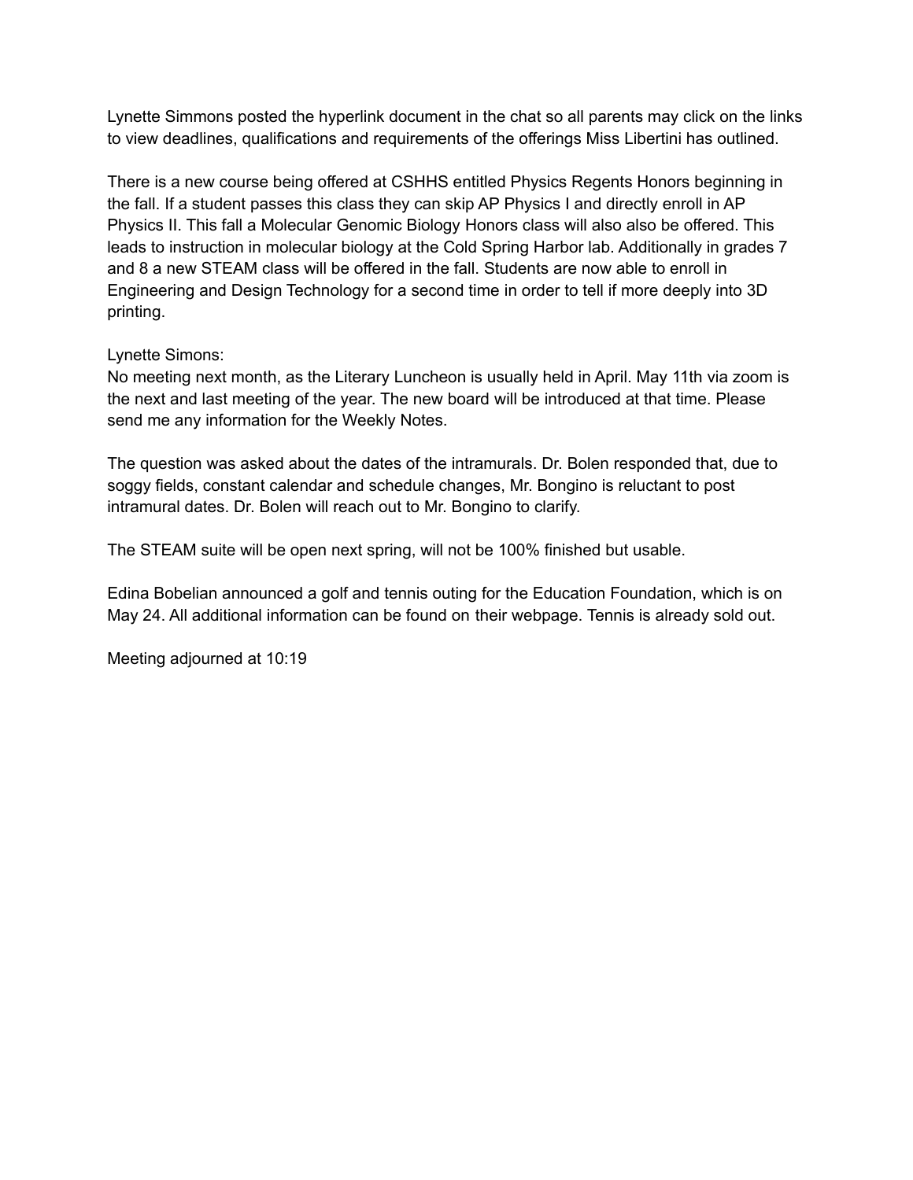Lynette Simmons posted the hyperlink document in the chat so all parents may click on the links to view deadlines, qualifications and requirements of the offerings Miss Libertini has outlined.

There is a new course being offered at CSHHS entitled Physics Regents Honors beginning in the fall. If a student passes this class they can skip AP Physics I and directly enroll in AP Physics II. This fall a Molecular Genomic Biology Honors class will also also be offered. This leads to instruction in molecular biology at the Cold Spring Harbor lab. Additionally in grades 7 and 8 a new STEAM class will be offered in the fall. Students are now able to enroll in Engineering and Design Technology for a second time in order to tell if more deeply into 3D printing.

Lynette Simons:
No meeting next month, as the Literary Luncheon is usually held in April. May 11th via zoom is the next and last meeting of the year. The new board will be introduced at that time. Please send me any information for the Weekly Notes.

The question was asked about the dates of the intramurals. Dr. Bolen responded that, due to soggy fields, constant calendar and schedule changes, Mr. Bongino is reluctant to post intramural dates. Dr. Bolen will reach out to Mr. Bongino to clarify.

The STEAM suite will be open next spring, will not be 100% finished but usable.

Edina Bobelian announced a golf and tennis outing for the Education Foundation, which is on May 24. All additional information can be found on their webpage. Tennis is already sold out.

Meeting adjourned at 10:19